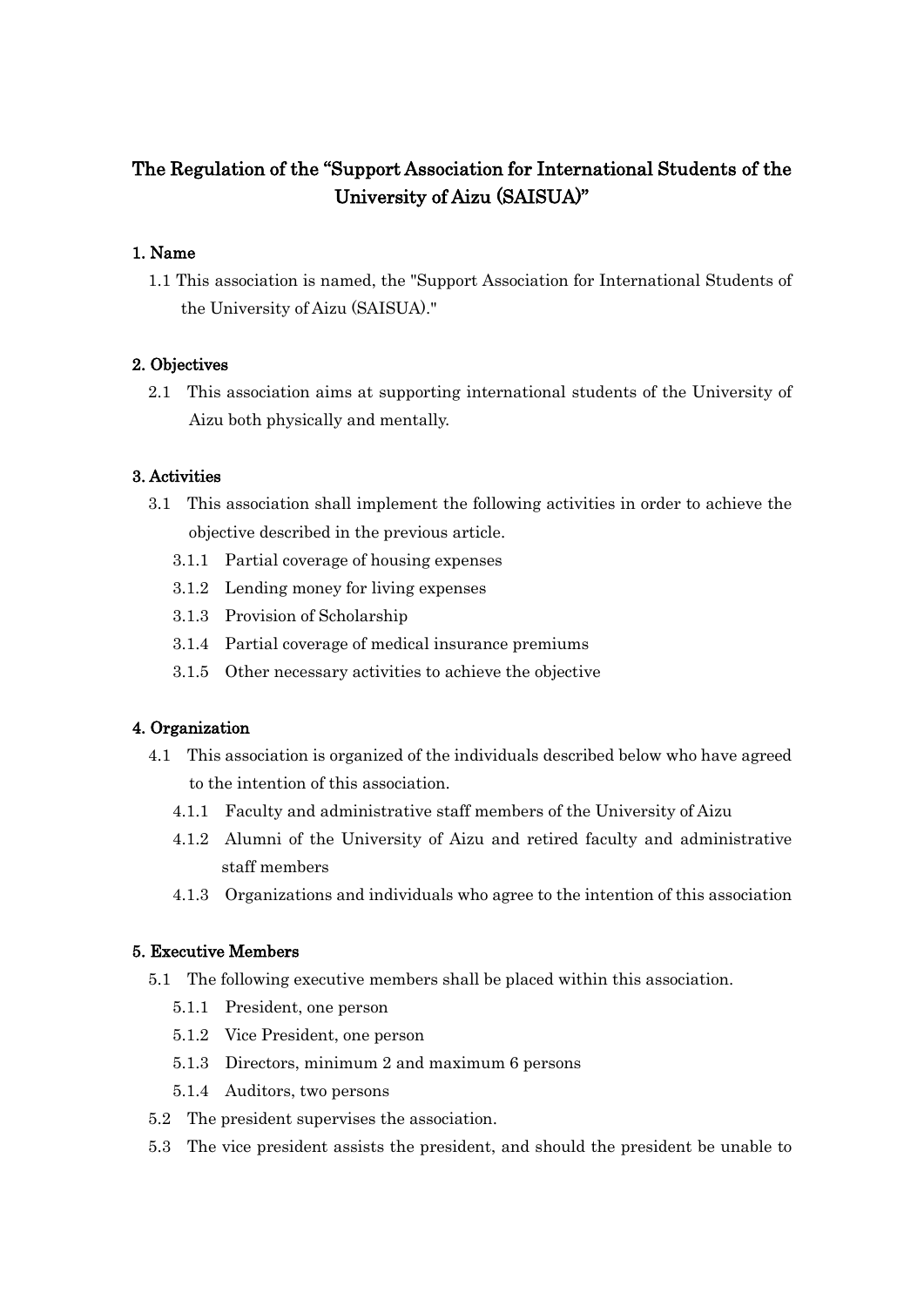# The Regulation of the "Support Association for International Students of the University of Aizu (SAISUA)"

## 1. Name

1.1 This association is named, the "Support Association for International Students of the University of Aizu (SAISUA)."

## 2. Objectives

2.1 This association aims at supporting international students of the University of Aizu both physically and mentally.

## 3. Activities

3.1 This association shall implement the following activities in order to achieve the objective described in the previous article.

- 3.1.1 Partial coverage of housing expenses
- 3.1.2 Lending money for living expenses
- 3.1.3 Provision of Scholarship
- 3.1.4 Partial coverage of medical insurance premiums
- 3.1.5 Other necessary activities to achieve the objective

## 4. Organization

4.1 This association is organized of the individuals described below who have agreed to the intention of this association.

- 4.1.1 Faculty and administrative staff members of the University of Aizu
- 4.1.2 Alumni of the University of Aizu and retired faculty and administrative staff members
- 4.1.3 Organizations and individuals who agree to the intention of this association

## 5. Executive Members

5.1 The following executive members shall be placed within this association.

- 5.1.1 President, one person
- 5.1.2 Vice President, one person
- 5.1.3 Directors, minimum 2 and maximum 6 persons
- 5.1.4 Auditors, two persons

5.2 The president supervises the association.

5.3 The vice president assists the president, and should the president be unable to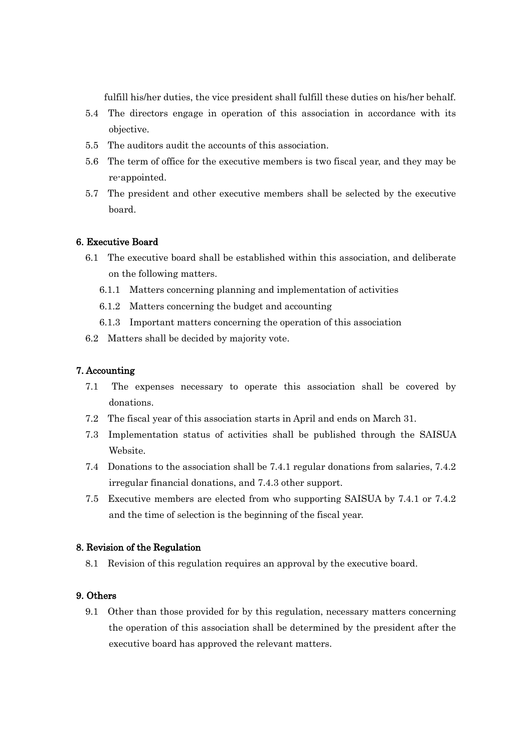fulfill his/her duties, the vice president shall fulfill these duties on his/her behalf.

5.4 The directors engage in operation of this association in accordance with its objective.

5.5 The auditors audit the accounts of this association.

5.6 The term of office for the executive members is two fiscal year, and they may be re-appointed.

5.7 The president and other executive members shall be selected by the executive board.

## 6. Executive Board

6.1 The executive board shall be established within this association, and deliberate on the following matters.

- 6.1.1 Matters concerning planning and implementation of activities
- 6.1.2 Matters concerning the budget and accounting
- 6.1.3 Important matters concerning the operation of this association

6.2 Matters shall be decided by majority vote.

## 7. Accounting

7.1 The expenses necessary to operate this association shall be covered by donations.

7.2 The fiscal year of this association starts in April and ends on March 31.

7.3 Implementation status of activities shall be published through the SAISUA Website.

7.4 Donations to the association shall be 7.4.1 regular donations from salaries, 7.4.2 irregular financial donations, and 7.4.3 other support.

7.5 Executive members are elected from who supporting SAISUA by 7.4.1 or 7.4.2 and the time of selection is the beginning of the fiscal year.

## 8. Revision of the Regulation

8.1 Revision of this regulation requires an approval by the executive board.

## 9. Others

9.1 Other than those provided for by this regulation, necessary matters concerning the operation of this association shall be determined by the president after the executive board has approved the relevant matters.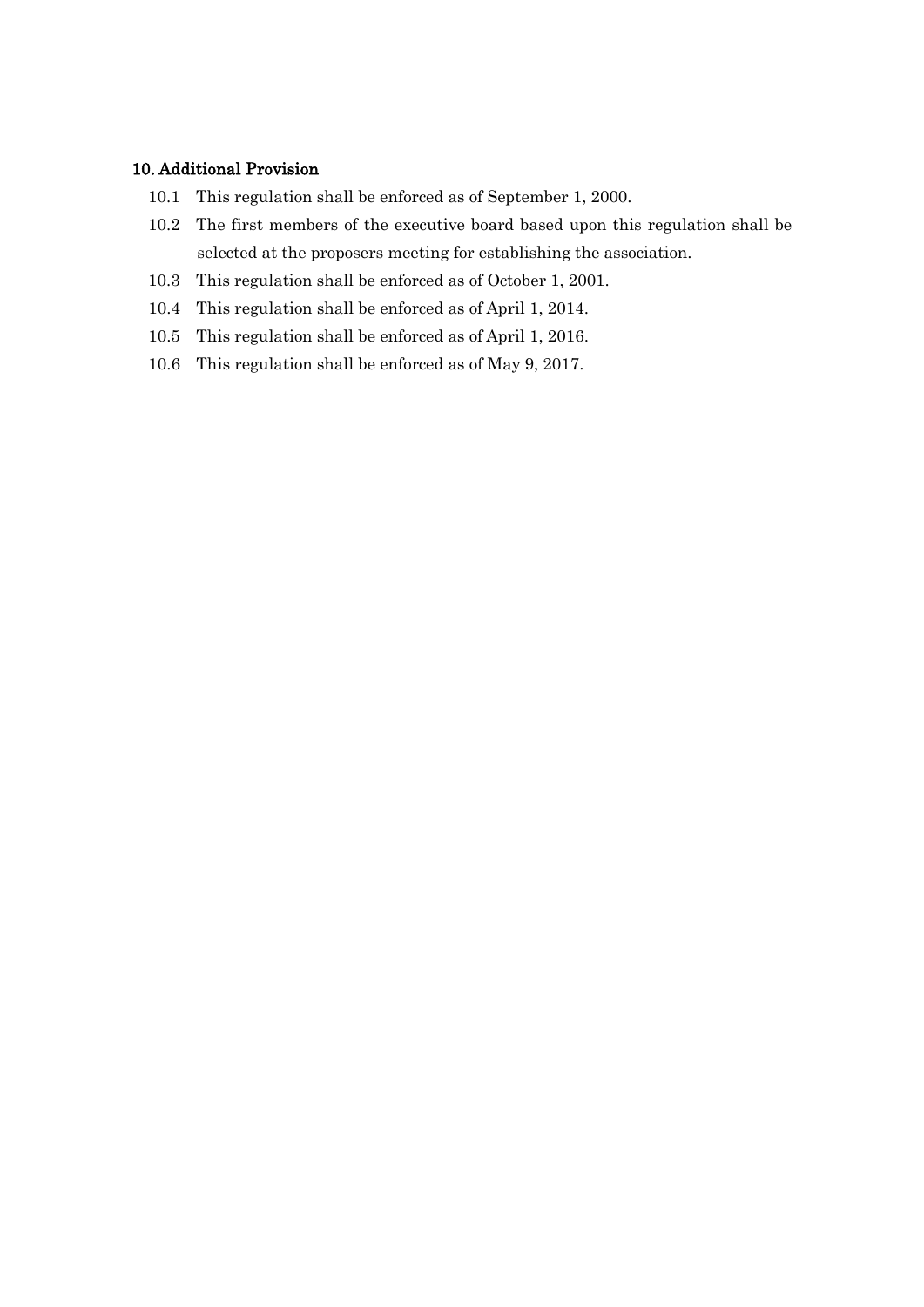## 10. Additional Provision

10.1 This regulation shall be enforced as of September 1, 2000.

10.2 The first members of the executive board based upon this regulation shall be selected at the proposers meeting for establishing the association.

10.3 This regulation shall be enforced as of October 1, 2001.

10.4 This regulation shall be enforced as of April 1, 2014.

10.5 This regulation shall be enforced as of April 1, 2016.

10.6 This regulation shall be enforced as of May 9, 2017.